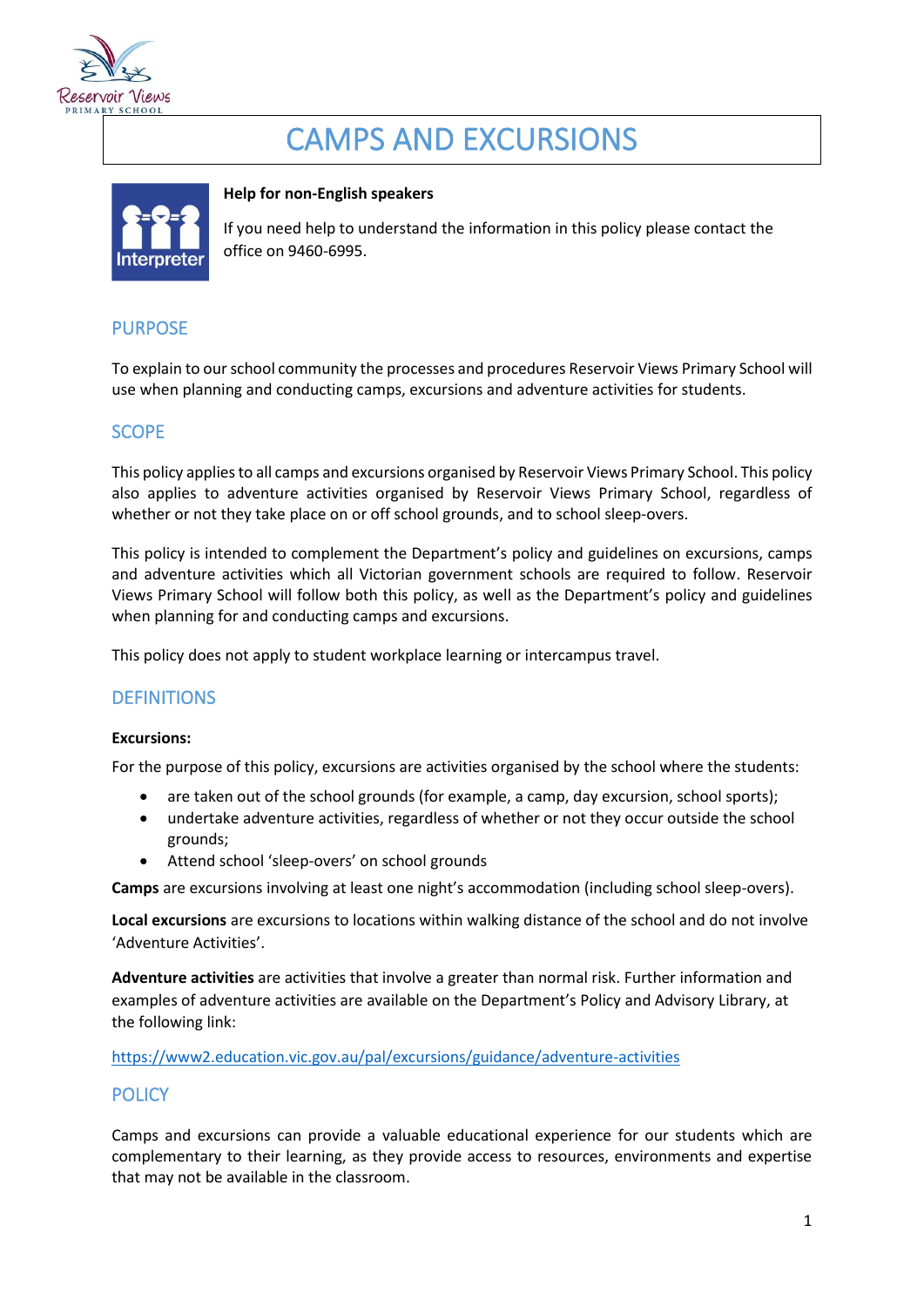# CAMPS AND EXCURSIONS

**Help for non-English speakers**

If you need help to understand the information in this policy please contact the office on 9460-6995.

## PURPOSE

To explain to our school community the processes and procedures Reservoir Views Primary School will use when planning and conducting camps, excursions and adventure activities for students.

## SCOPE

This policy applies to all camps and excursions organised by Reservoir Views Primary School. This policy also applies to adventure activities organised by Reservoir Views Primary School, regardless of whether or not they take place on or off school grounds, and to school sleep-overs.

This policy is intended to complement the Department's policy and guidelines on excursions, camps and adventure activities which all Victorian government schools are required to follow. Reservoir Views Primary School will follow both this policy, as well as the Department's policy and guidelines when planning for and conducting camps and excursions.

This policy does not apply to student workplace learning or intercampus travel.

## DEFINITIONS

**Excursions:**

For the purpose of this policy, excursions are activities organised by the school where the students:

- are taken out of the school grounds (for example, a camp, day excursion, school sports);
- undertake adventure activities, regardless of whether or not they occur outside the school grounds;
- Attend school 'sleep-overs' on school grounds

**Camps** are excursions involving at least one night's accommodation (including school sleep-overs).

**Local excursions** are excursions to locations within walking distance of the school and do not involve 'Adventure Activities'.

**Adventure activities** are activities that involve a greater than normal risk. Further information and examples of adventure activities are available on the Department's Policy and Advisory Library, at the following link:

https://www2.education.vic.gov.au/pal/excursions/guidance/adventure-activities

## POLICY

Camps and excursions can provide a valuable educational experience for our students which are complementary to their learning, as they provide access to resources, environments and expertise that may not be available in the classroom.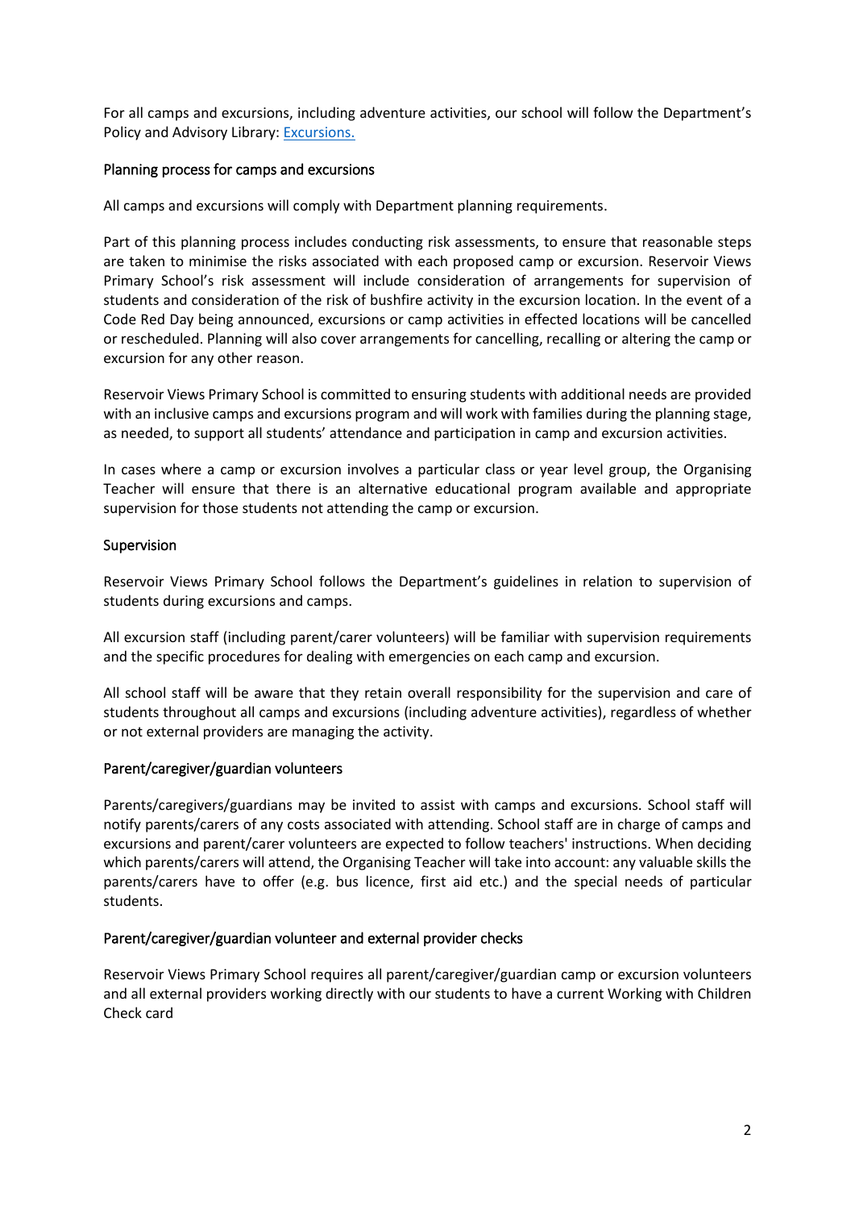For all camps and excursions, including adventure activities, our school will follow the Department's Policy and Advisory Library: [Excursions.](Excursions.)

### Planning process for camps and excursions

All camps and excursions will comply with Department planning requirements.

Part of this planning process includes conducting risk assessments, to ensure that reasonable steps are taken to minimise the risks associated with each proposed camp or excursion. Reservoir Views Primary School's risk assessment will include consideration of arrangements for supervision of students and consideration of the risk of bushfire activity in the excursion location. In the event of a Code Red Day being announced, excursions or camp activities in effected locations will be cancelled or rescheduled. Planning will also cover arrangements for cancelling, recalling or altering the camp or excursion for any other reason.

Reservoir Views Primary School is committed to ensuring students with additional needs are provided with an inclusive camps and excursions program and will work with families during the planning stage, as needed, to support all students' attendance and participation in camp and excursion activities.

In cases where a camp or excursion involves a particular class or year level group, the Organising Teacher will ensure that there is an alternative educational program available and appropriate supervision for those students not attending the camp or excursion.

### Supervision

Reservoir Views Primary School follows the Department's guidelines in relation to supervision of students during excursions and camps.

All excursion staff (including parent/carer volunteers) will be familiar with supervision requirements and the specific procedures for dealing with emergencies on each camp and excursion.

All school staff will be aware that they retain overall responsibility for the supervision and care of students throughout all camps and excursions (including adventure activities), regardless of whether or not external providers are managing the activity.

### Parent/caregiver/guardian volunteers

Parents/caregivers/guardians may be invited to assist with camps and excursions. School staff will notify parents/carers of any costs associated with attending. School staff are in charge of camps and excursions and parent/carer volunteers are expected to follow teachers' instructions. When deciding which parents/carers will attend, the Organising Teacher will take into account: any valuable skills the parents/carers have to offer (e.g. bus licence, first aid etc.) and the special needs of particular students.

### Parent/caregiver/guardian volunteer and external provider checks

Reservoir Views Primary School requires all parent/caregiver/guardian camp or excursion volunteers and all external providers working directly with our students to have a current Working with Children Check card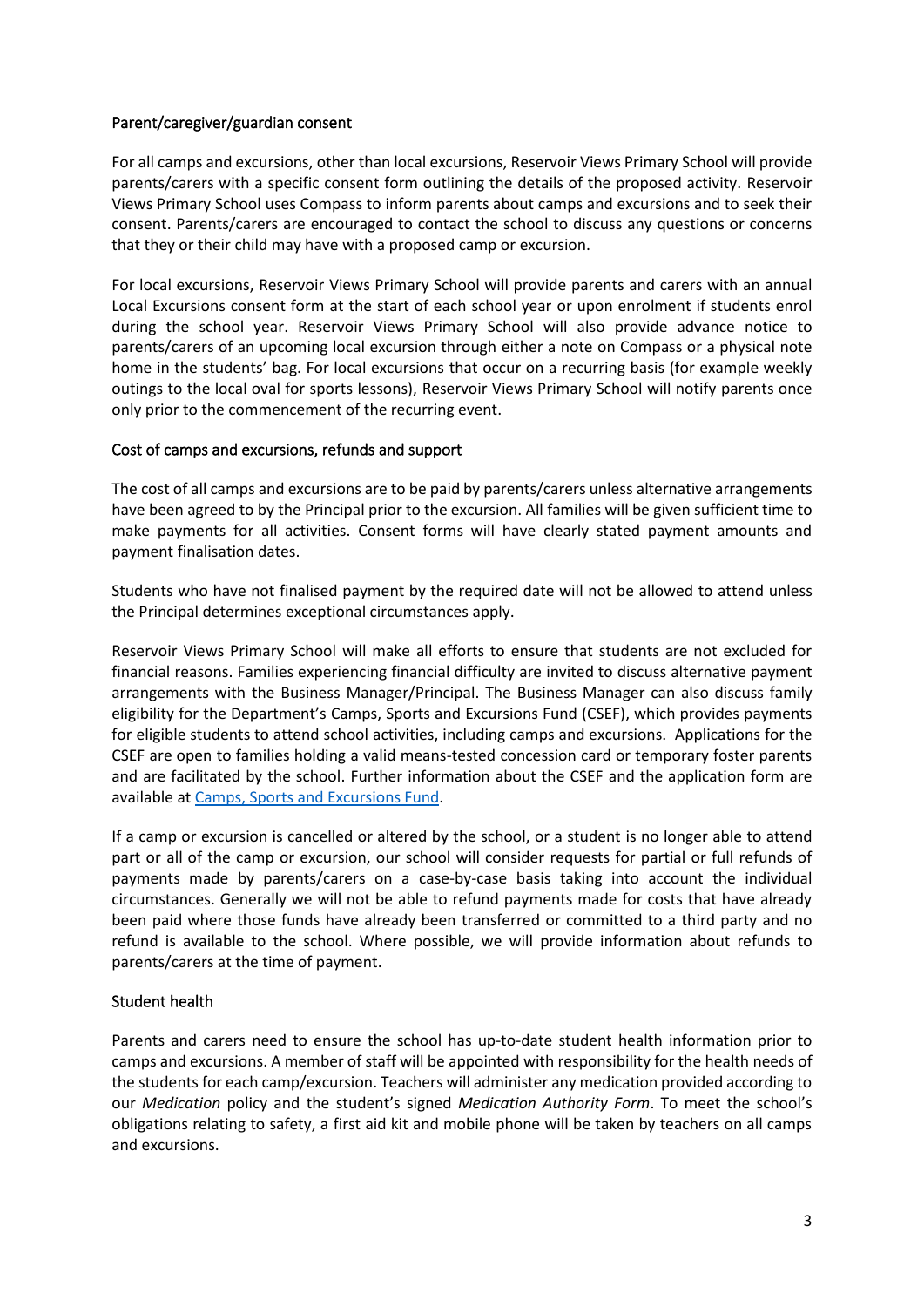### Parent/caregiver/guardian consent

For all camps and excursions, other than local excursions, Reservoir Views Primary School will provide parents/carers with a specific consent form outlining the details of the proposed activity. Reservoir Views Primary School uses Compass to inform parents about camps and excursions and to seek their consent. Parents/carers are encouraged to contact the school to discuss any questions or concerns that they or their child may have with a proposed camp or excursion.

For local excursions, Reservoir Views Primary School will provide parents and carers with an annual Local Excursions consent form at the start of each school year or upon enrolment if students enrol during the school year. Reservoir Views Primary School will also provide advance notice to parents/carers of an upcoming local excursion through either a note on Compass or a physical note home in the students' bag. For local excursions that occur on a recurring basis (for example weekly outings to the local oval for sports lessons), Reservoir Views Primary School will notify parents once only prior to the commencement of the recurring event.

### Cost of camps and excursions, refunds and support

The cost of all camps and excursions are to be paid by parents/carers unless alternative arrangements have been agreed to by the Principal prior to the excursion. All families will be given sufficient time to make payments for all activities. Consent forms will have clearly stated payment amounts and payment finalisation dates.

Students who have not finalised payment by the required date will not be allowed to attend unless the Principal determines exceptional circumstances apply.

Reservoir Views Primary School will make all efforts to ensure that students are not excluded for financial reasons. Families experiencing financial difficulty are invited to discuss alternative payment arrangements with the Business Manager/Principal. The Business Manager can also discuss family eligibility for the Department's Camps, Sports and Excursions Fund (CSEF), which provides payments for eligible students to attend school activities, including camps and excursions. Applications for the CSEF are open to families holding a valid means-tested concession card or temporary foster parents and are facilitated by the school. Further information about the CSEF and the application form are available at [Camps, Sports and Excursions Fund](#).

If a camp or excursion is cancelled or altered by the school, or a student is no longer able to attend part or all of the camp or excursion, our school will consider requests for partial or full refunds of payments made by parents/carers on a case-by-case basis taking into account the individual circumstances. Generally we will not be able to refund payments made for costs that have already been paid where those funds have already been transferred or committed to a third party and no refund is available to the school. Where possible, we will provide information about refunds to parents/carers at the time of payment.

### Student health

Parents and carers need to ensure the school has up-to-date student health information prior to camps and excursions. A member of staff will be appointed with responsibility for the health needs of the students for each camp/excursion. Teachers will administer any medication provided according to our *Medication* policy and the student's signed *Medication Authority Form*. To meet the school's obligations relating to safety, a first aid kit and mobile phone will be taken by teachers on all camps and excursions.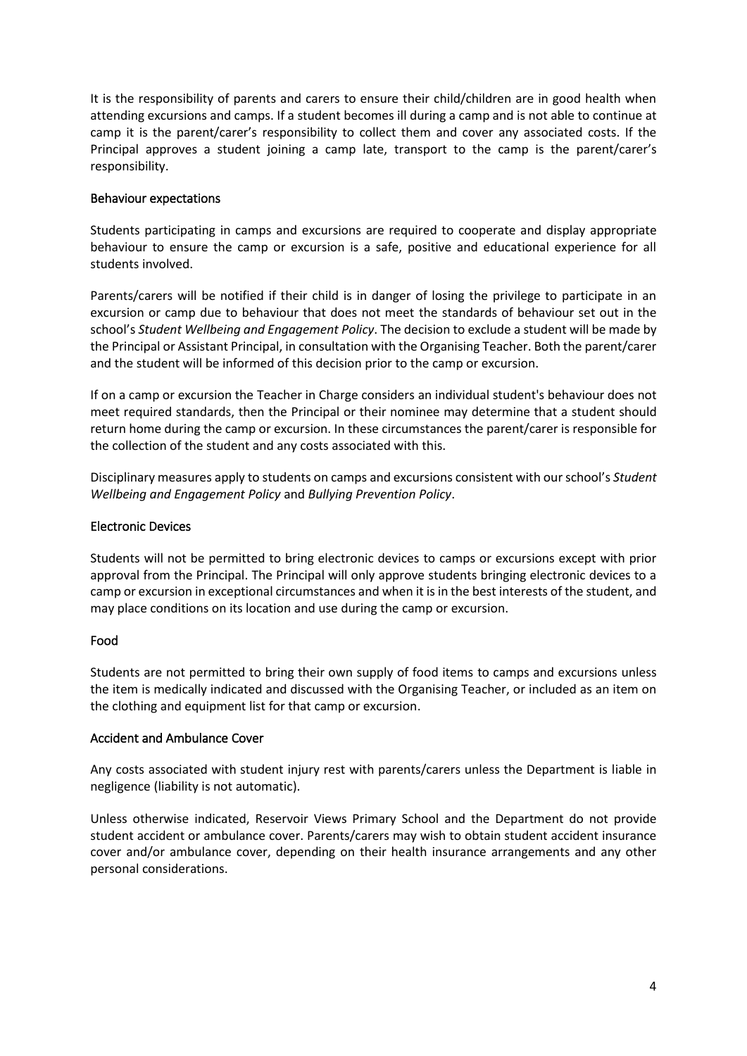It is the responsibility of parents and carers to ensure their child/children are in good health when attending excursions and camps. If a student becomes ill during a camp and is not able to continue at camp it is the parent/carer's responsibility to collect them and cover any associated costs. If the Principal approves a student joining a camp late, transport to the camp is the parent/carer's responsibility.

### Behaviour expectations

Students participating in camps and excursions are required to cooperate and display appropriate behaviour to ensure the camp or excursion is a safe, positive and educational experience for all students involved.

Parents/carers will be notified if their child is in danger of losing the privilege to participate in an excursion or camp due to behaviour that does not meet the standards of behaviour set out in the school's *Student Wellbeing and Engagement Policy*. The decision to exclude a student will be made by the Principal or Assistant Principal, in consultation with the Organising Teacher. Both the parent/carer and the student will be informed of this decision prior to the camp or excursion.

If on a camp or excursion the Teacher in Charge considers an individual student's behaviour does not meet required standards, then the Principal or their nominee may determine that a student should return home during the camp or excursion. In these circumstances the parent/carer is responsible for the collection of the student and any costs associated with this.

Disciplinary measures apply to students on camps and excursions consistent with our school's *Student Wellbeing and Engagement Policy* and *Bullying Prevention Policy*.

### Electronic Devices

Students will not be permitted to bring electronic devices to camps or excursions except with prior approval from the Principal. The Principal will only approve students bringing electronic devices to a camp or excursion in exceptional circumstances and when it is in the best interests of the student, and may place conditions on its location and use during the camp or excursion.

### Food

Students are not permitted to bring their own supply of food items to camps and excursions unless the item is medically indicated and discussed with the Organising Teacher, or included as an item on the clothing and equipment list for that camp or excursion.

### Accident and Ambulance Cover

Any costs associated with student injury rest with parents/carers unless the Department is liable in negligence (liability is not automatic).

Unless otherwise indicated, Reservoir Views Primary School and the Department do not provide student accident or ambulance cover. Parents/carers may wish to obtain student accident insurance cover and/or ambulance cover, depending on their health insurance arrangements and any other personal considerations.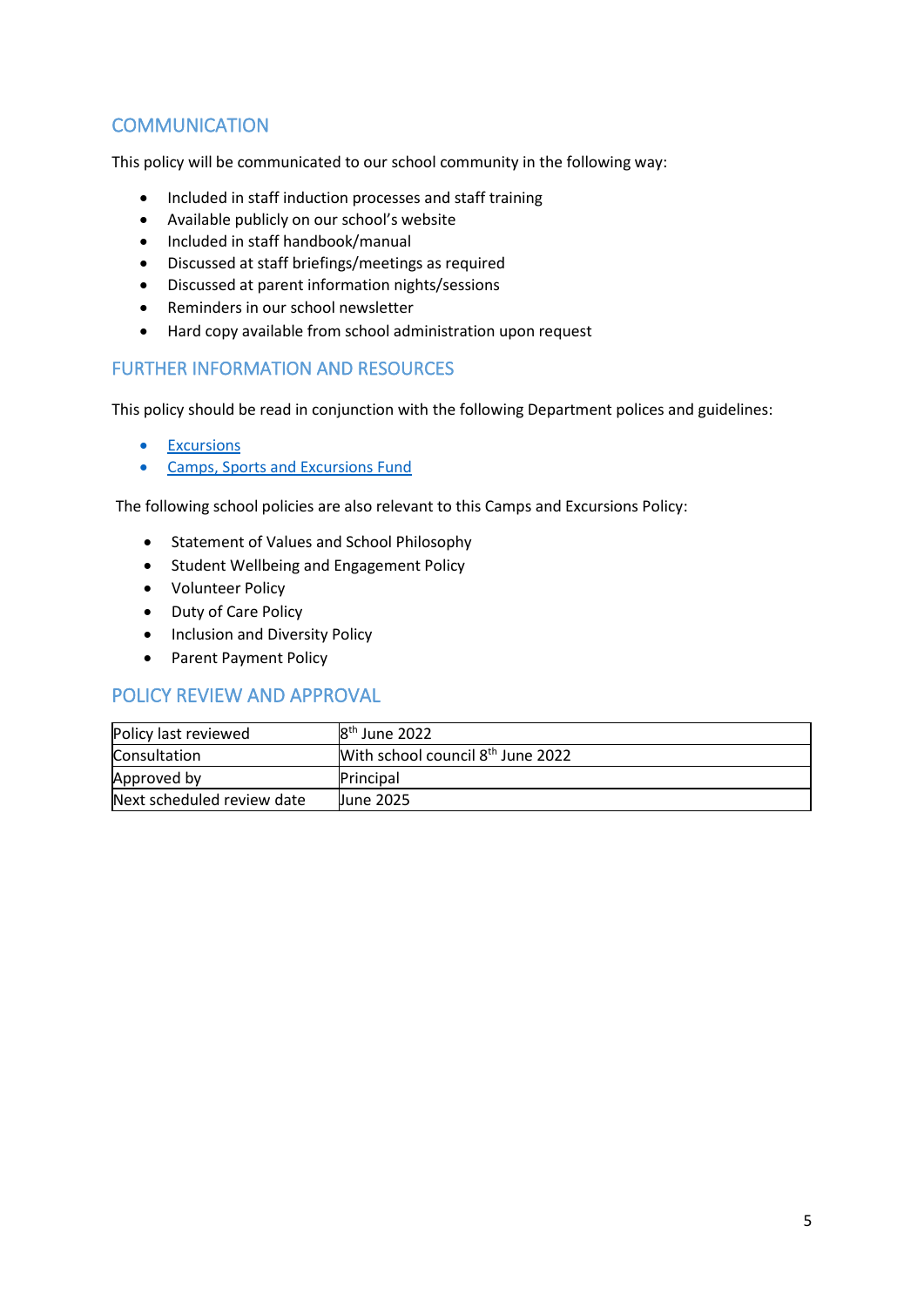## COMMUNICATION

This policy will be communicated to our school community in the following way:

- Included in staff induction processes and staff training
- Available publicly on our school's website
- Included in staff handbook/manual
- Discussed at staff briefings/meetings as required
- Discussed at parent information nights/sessions
- Reminders in our school newsletter
- Hard copy available from school administration upon request

## FURTHER INFORMATION AND RESOURCES

This policy should be read in conjunction with the following Department polices and guidelines:

- Excursions
- Camps, Sports and Excursions Fund

The following school policies are also relevant to this Camps and Excursions Policy:

- Statement of Values and School Philosophy
- Student Wellbeing and Engagement Policy
- Volunteer Policy
- Duty of Care Policy
- Inclusion and Diversity Policy
- Parent Payment Policy

## POLICY REVIEW AND APPROVAL

| | |
|---|---|
| Policy last reviewed | 8th June 2022 |
| Consultation | With school council 8th June 2022 |
| Approved by | Principal |
| Next scheduled review date | June 2025 |